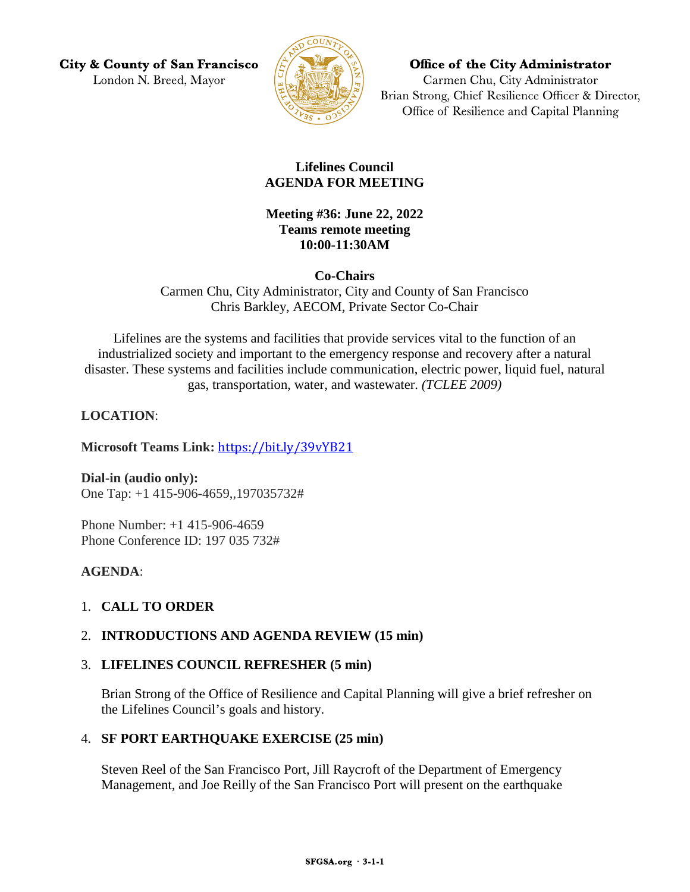**City & County of San Francisco**
London N. Breed, Mayor

**Office of the City Administrator**
Carmen Chu, City Administrator
Brian Strong, Chief Resilience Officer & Director, Office of Resilience and Capital Planning

# Lifelines Council
# AGENDA FOR MEETING

**Meeting #36: June 22, 2022**
**Teams remote meeting**
**10:00-11:30AM**

**Co-Chairs**
Carmen Chu, City Administrator, City and County of San Francisco
Chris Barkley, AECOM, Private Sector Co-Chair

Lifelines are the systems and facilities that provide services vital to the function of an industrialized society and important to the emergency response and recovery after a natural disaster. These systems and facilities include communication, electric power, liquid fuel, natural gas, transportation, water, and wastewater. *(TCLEE 2009)*

**LOCATION**:

**Microsoft Teams Link:** https://bit.ly/39vYB21

**Dial-in (audio only):**
One Tap: +1 415-906-4659,,197035732#

Phone Number: +1 415-906-4659
Phone Conference ID: 197 035 732#

**AGENDA**:

1. **CALL TO ORDER**

2. **INTRODUCTIONS AND AGENDA REVIEW (15 min)**

3. **LIFELINES COUNCIL REFRESHER (5 min)**

   Brian Strong of the Office of Resilience and Capital Planning will give a brief refresher on the Lifelines Council's goals and history.

4. **SF PORT EARTHQUAKE EXERCISE (25 min)**

   Steven Reel of the San Francisco Port, Jill Raycroft of the Department of Emergency Management, and Joe Reilly of the San Francisco Port will present on the earthquake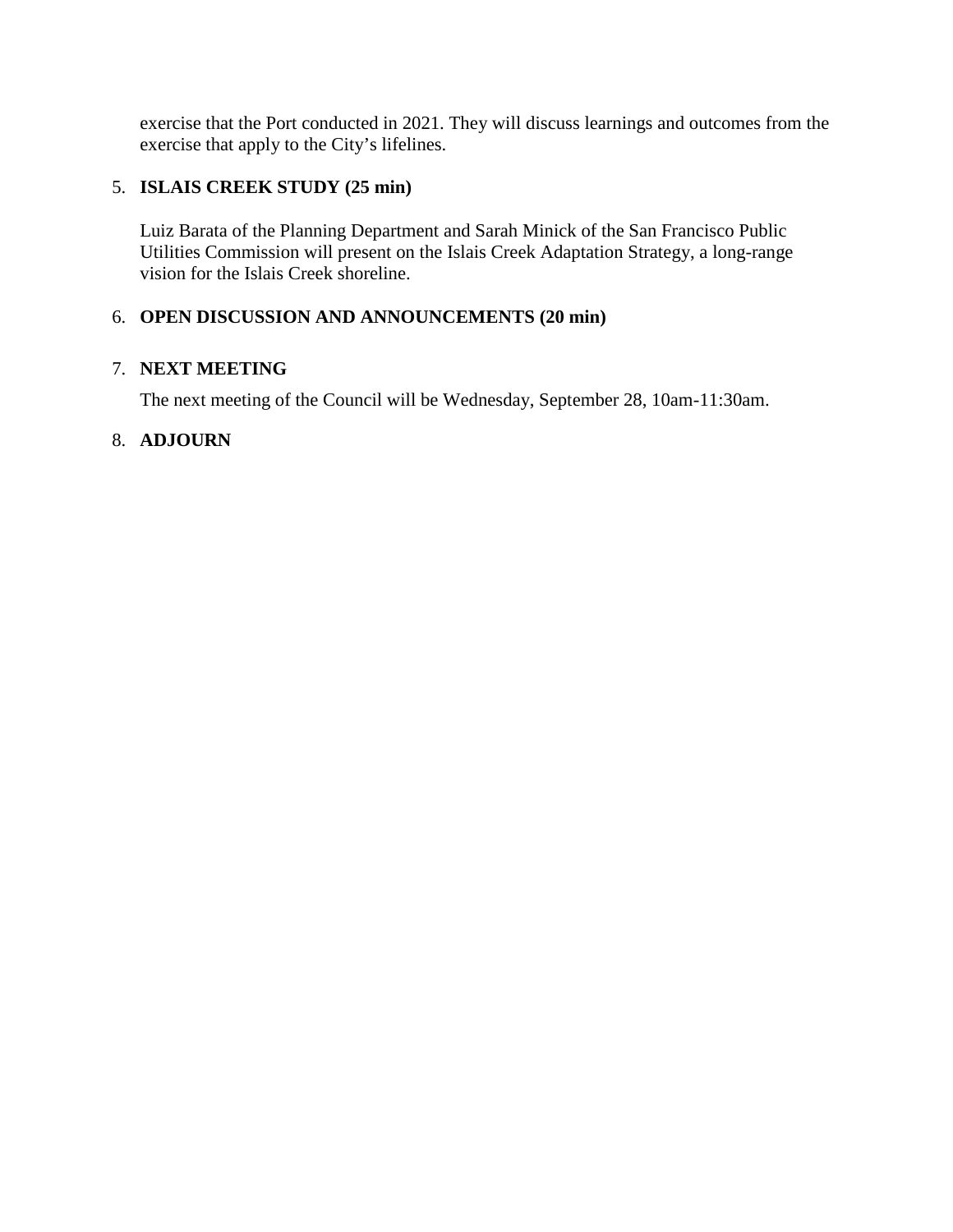exercise that the Port conducted in 2021. They will discuss learnings and outcomes from the exercise that apply to the City's lifelines.

5. **ISLAIS CREEK STUDY (25 min)**

   Luiz Barata of the Planning Department and Sarah Minick of the San Francisco Public Utilities Commission will present on the Islais Creek Adaptation Strategy, a long-range vision for the Islais Creek shoreline.

6. **OPEN DISCUSSION AND ANNOUNCEMENTS (20 min)**

7. **NEXT MEETING**

   The next meeting of the Council will be Wednesday, September 28, 10am-11:30am.

8. **ADJOURN**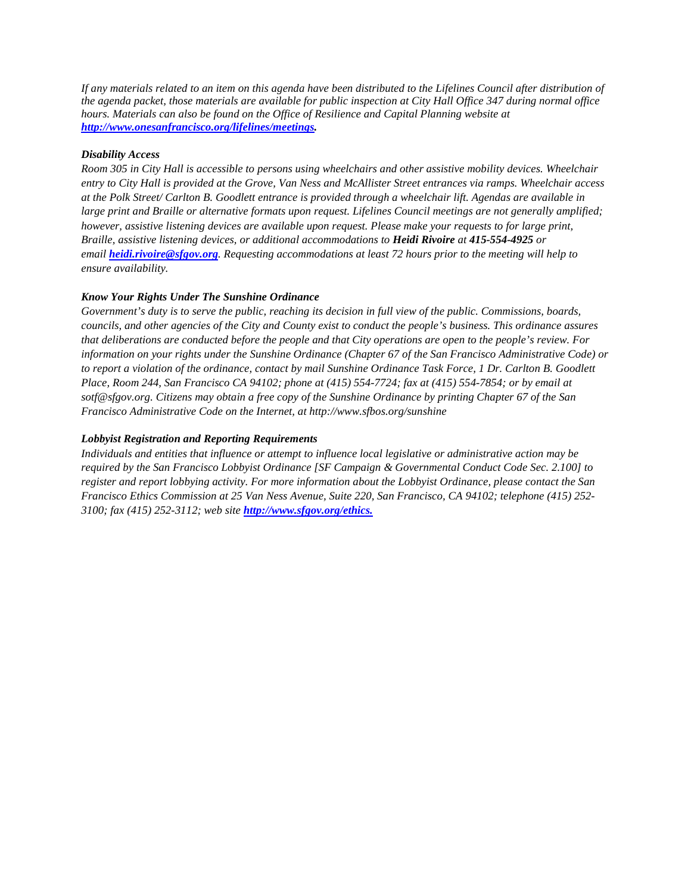*If any materials related to an item on this agenda have been distributed to the Lifelines Council after distribution of the agenda packet, those materials are available for public inspection at City Hall Office 347 during normal office hours. Materials can also be found on the Office of Resilience and Capital Planning website at* ***http://www.onesanfrancisco.org/lifelines/meetings*****.**

***Disability Access***

*Room 305 in City Hall is accessible to persons using wheelchairs and other assistive mobility devices. Wheelchair entry to City Hall is provided at the Grove, Van Ness and McAllister Street entrances via ramps. Wheelchair access at the Polk Street/ Carlton B. Goodlett entrance is provided through a wheelchair lift. Agendas are available in large print and Braille or alternative formats upon request. Lifelines Council meetings are not generally amplified; however, assistive listening devices are available upon request. Please make your requests to for large print, Braille, assistive listening devices, or additional accommodations to* ***Heidi Rivoire*** *at* ***415-554-4925*** *or email* ***heidi.rivoire@sfgov.org****. Requesting accommodations at least 72 hours prior to the meeting will help to ensure availability.*

***Know Your Rights Under The Sunshine Ordinance***

*Government's duty is to serve the public, reaching its decision in full view of the public. Commissions, boards, councils, and other agencies of the City and County exist to conduct the people's business. This ordinance assures that deliberations are conducted before the people and that City operations are open to the people's review. For information on your rights under the Sunshine Ordinance (Chapter 67 of the San Francisco Administrative Code) or to report a violation of the ordinance, contact by mail Sunshine Ordinance Task Force, 1 Dr. Carlton B. Goodlett Place, Room 244, San Francisco CA 94102; phone at (415) 554-7724; fax at (415) 554-7854; or by email at sotf@sfgov.org. Citizens may obtain a free copy of the Sunshine Ordinance by printing Chapter 67 of the San Francisco Administrative Code on the Internet, at http://www.sfbos.org/sunshine*

***Lobbyist Registration and Reporting Requirements***

*Individuals and entities that influence or attempt to influence local legislative or administrative action may be required by the San Francisco Lobbyist Ordinance [SF Campaign & Governmental Conduct Code Sec. 2.100] to register and report lobbying activity. For more information about the Lobbyist Ordinance, please contact the San Francisco Ethics Commission at 25 Van Ness Avenue, Suite 220, San Francisco, CA 94102; telephone (415) 252-3100; fax (415) 252-3112; web site* ***http://www.sfgov.org/ethics.***